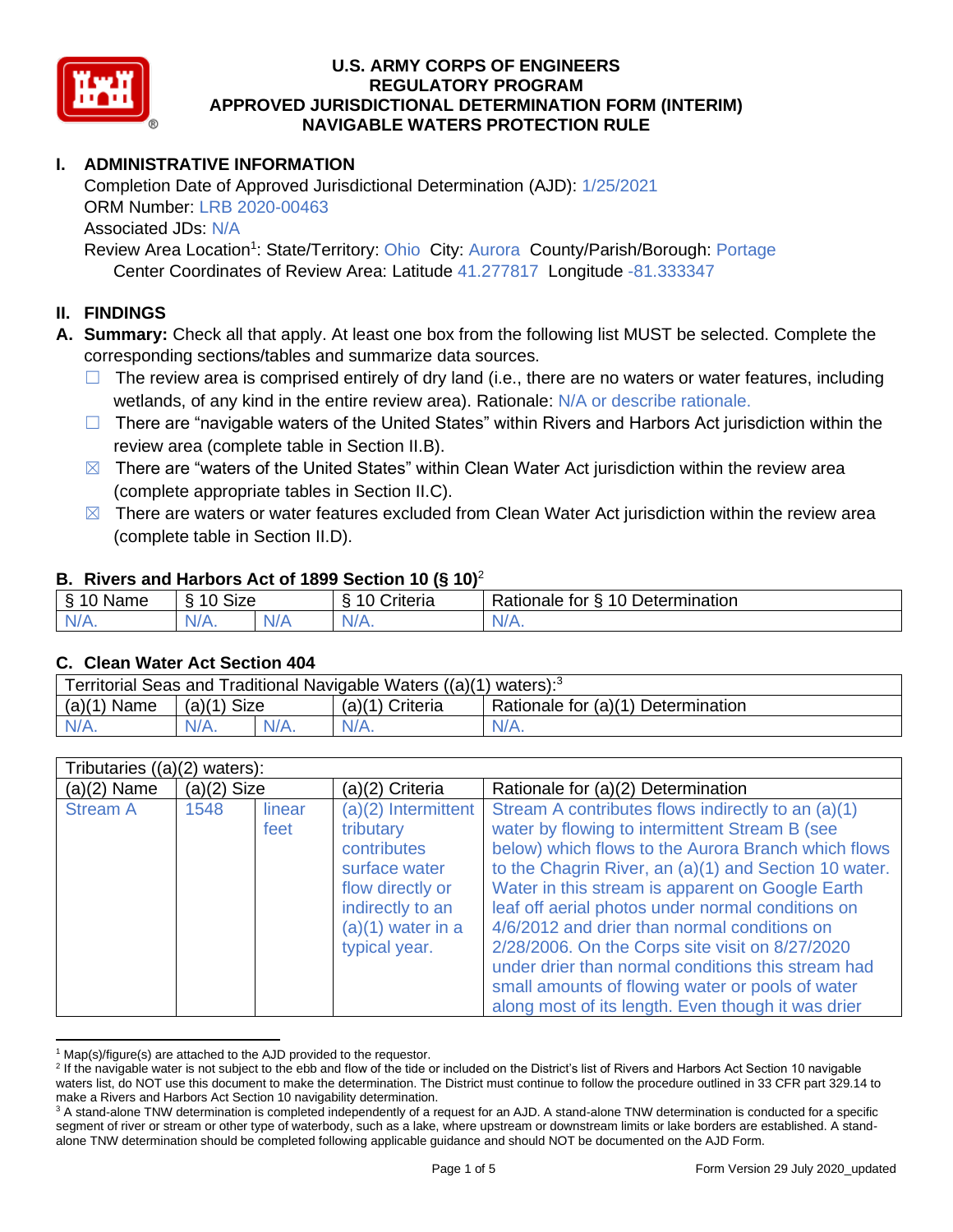# U.S. ARMY CORPS OF ENGINEERS
# REGULATORY PROGRAM
# APPROVED JURISDICTIONAL DETERMINATION FORM (INTERIM)
# NAVIGABLE WATERS PROTECTION RULE

## I. ADMINISTRATIVE INFORMATION

Completion Date of Approved Jurisdictional Determination (AJD): 1/25/2021
ORM Number: LRB 2020-00463
Associated JDs: N/A
Review Area Location[1]: State/Territory: Ohio City: Aurora County/Parish/Borough: Portage
Center Coordinates of Review Area: Latitude 41.277817 Longitude -81.333347

## II. FINDINGS

**A. Summary:** Check all that apply. At least one box from the following list MUST be selected. Complete the corresponding sections/tables and summarize data sources.

- ☐ The review area is comprised entirely of dry land (i.e., there are no waters or water features, including wetlands, of any kind in the entire review area). Rationale: N/A or describe rationale.
- ☐ There are "navigable waters of the United States" within Rivers and Harbors Act jurisdiction within the review area (complete table in Section II.B).
- ☒ There are "waters of the United States" within Clean Water Act jurisdiction within the review area (complete appropriate tables in Section II.C).
- ☒ There are waters or water features excluded from Clean Water Act jurisdiction within the review area (complete table in Section II.D).

### B. Rivers and Harbors Act of 1899 Section 10 (§ 10)[2]

| § 10 Name | § 10 Size | | § 10 Criteria | Rationale for § 10 Determination |
|---|---|---|---|---|
| N/A. | N/A. | N/A | N/A. | N/A. |

### C. Clean Water Act Section 404

| Territorial Seas and Traditional Navigable Waters ((a)(1) waters):[3] | | | | |
|---|---|---|---|---|
| (a)(1) Name | (a)(1) Size | | (a)(1) Criteria | Rationale for (a)(1) Determination |
| N/A. | N/A. | N/A. | N/A. | N/A. |

| Tributaries ((a)(2) waters): | | | | |
|---|---|---|---|---|
| (a)(2) Name | (a)(2) Size | | (a)(2) Criteria | Rationale for (a)(2) Determination |
| Stream A | 1548 | linear feet | (a)(2) Intermittent tributary contributes surface water flow directly or indirectly to an (a)(1) water in a typical year. | Stream A contributes flows indirectly to an (a)(1) water by flowing to intermittent Stream B (see below) which flows to the Aurora Branch which flows to the Chagrin River, an (a)(1) and Section 10 water. Water in this stream is apparent on Google Earth leaf off aerial photos under normal conditions on 4/6/2012 and drier than normal conditions on 2/28/2006. On the Corps site visit on 8/27/2020 under drier than normal conditions this stream had small amounts of flowing water or pools of water along most of its length. Even though it was drier |

---

[1] Map(s)/figure(s) are attached to the AJD provided to the requestor.
[2] If the navigable water is not subject to the ebb and flow of the tide or included on the District's list of Rivers and Harbors Act Section 10 navigable waters list, do NOT use this document to make the determination. The District must continue to follow the procedure outlined in 33 CFR part 329.14 to make a Rivers and Harbors Act Section 10 navigability determination.
[3] A stand-alone TNW determination is completed independently of a request for an AJD. A stand-alone TNW determination is conducted for a specific segment of river or stream or other type of waterbody, such as a lake, where upstream or downstream limits or lake borders are established. A stand-alone TNW determination should be completed following applicable guidance and should NOT be documented on the AJD Form.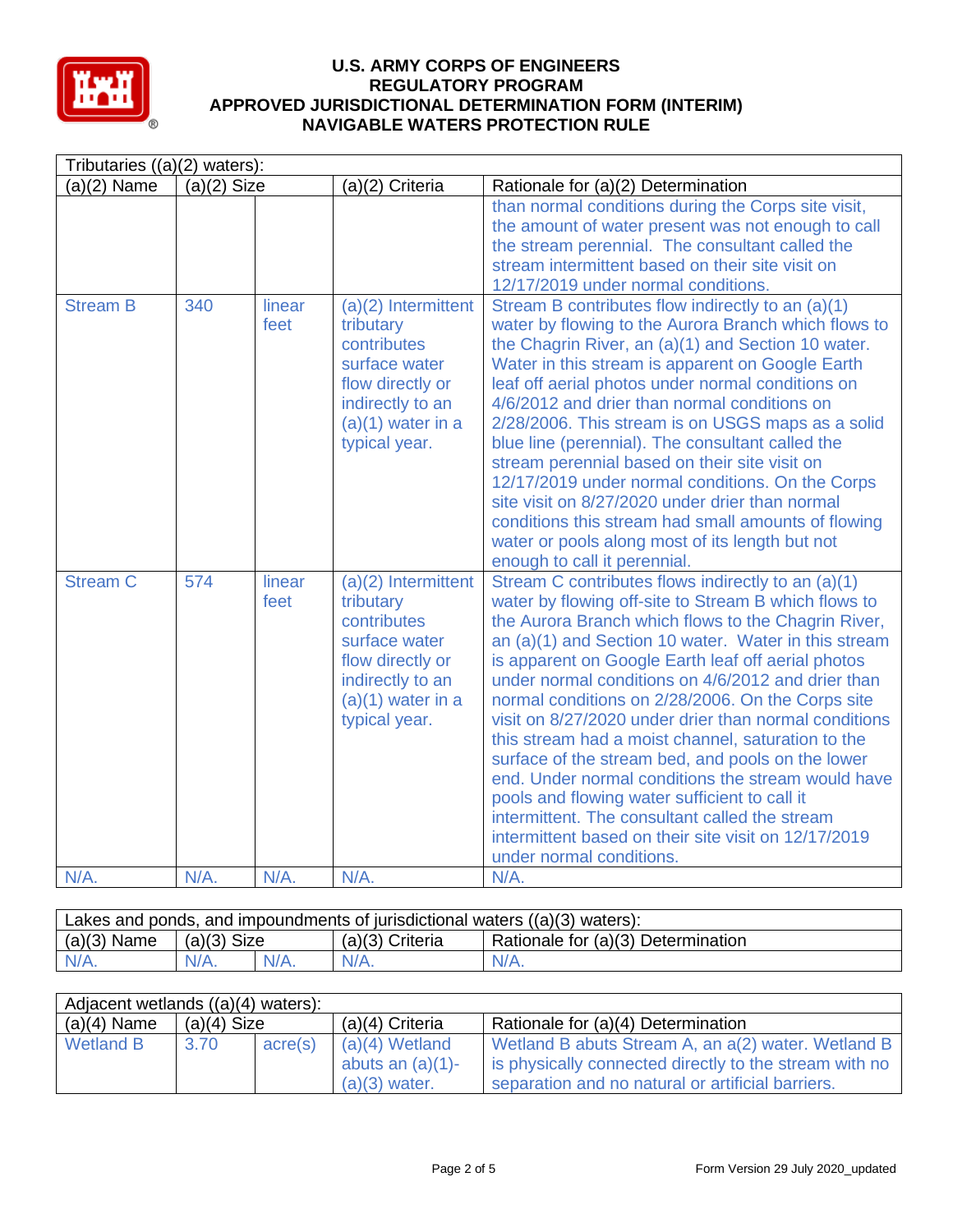# U.S. ARMY CORPS OF ENGINEERS
# REGULATORY PROGRAM
# APPROVED JURISDICTIONAL DETERMINATION FORM (INTERIM)
# NAVIGABLE WATERS PROTECTION RULE

| Tributaries ((a)(2) waters): | | | | |
|---|---|---|---|---|
| (a)(2) Name | (a)(2) Size | | (a)(2) Criteria | Rationale for (a)(2) Determination |
| | | | | than normal conditions during the Corps site visit, the amount of water present was not enough to call the stream perennial. The consultant called the stream intermittent based on their site visit on 12/17/2019 under normal conditions. |
| Stream B | 340 | linear feet | (a)(2) Intermittent tributary contributes surface water flow directly or indirectly to an (a)(1) water in a typical year. | Stream B contributes flow indirectly to an (a)(1) water by flowing to the Aurora Branch which flows to the Chagrin River, an (a)(1) and Section 10 water. Water in this stream is apparent on Google Earth leaf off aerial photos under normal conditions on 4/6/2012 and drier than normal conditions on 2/28/2006. This stream is on USGS maps as a solid blue line (perennial). The consultant called the stream perennial based on their site visit on 12/17/2019 under normal conditions. On the Corps site visit on 8/27/2020 under drier than normal conditions this stream had small amounts of flowing water or pools along most of its length but not enough to call it perennial. |
| Stream C | 574 | linear feet | (a)(2) Intermittent tributary contributes surface water flow directly or indirectly to an (a)(1) water in a typical year. | Stream C contributes flows indirectly to an (a)(1) water by flowing off-site to Stream B which flows to the Aurora Branch which flows to the Chagrin River, an (a)(1) and Section 10 water. Water in this stream is apparent on Google Earth leaf off aerial photos under normal conditions on 4/6/2012 and drier than normal conditions on 2/28/2006. On the Corps site visit on 8/27/2020 under drier than normal conditions this stream had a moist channel, saturation to the surface of the stream bed, and pools on the lower end. Under normal conditions the stream would have pools and flowing water sufficient to call it intermittent. The consultant called the stream intermittent based on their site visit on 12/17/2019 under normal conditions. |
| N/A. | N/A. | N/A. | N/A. | N/A. |

| Lakes and ponds, and impoundments of jurisdictional waters ((a)(3) waters): | | | | |
|---|---|---|---|---|
| (a)(3) Name | (a)(3) Size | | (a)(3) Criteria | Rationale for (a)(3) Determination |
| N/A. | N/A. | N/A. | N/A. | N/A. |

| Adjacent wetlands ((a)(4) waters): | | | | |
|---|---|---|---|---|
| (a)(4) Name | (a)(4) Size | | (a)(4) Criteria | Rationale for (a)(4) Determination |
| Wetland B | 3.70 | acre(s) | (a)(4) Wetland abuts an (a)(1)-(a)(3) water. | Wetland B abuts Stream A, an a(2) water. Wetland B is physically connected directly to the stream with no separation and no natural or artificial barriers. |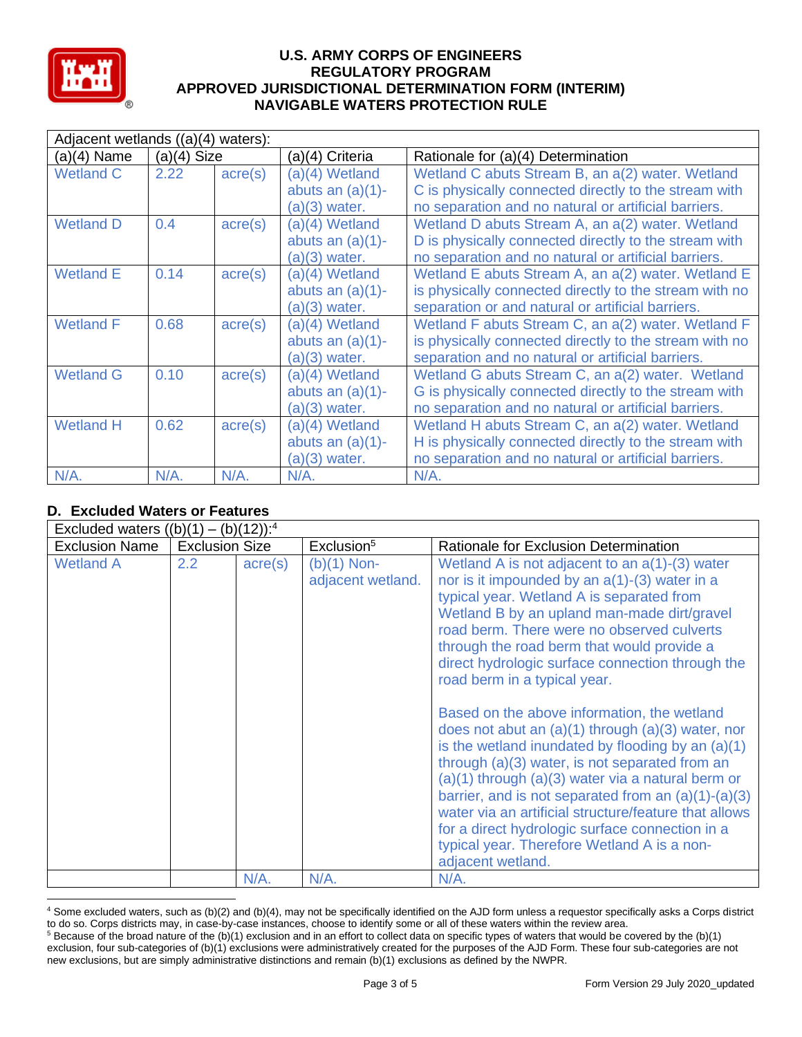# U.S. ARMY CORPS OF ENGINEERS
# REGULATORY PROGRAM
# APPROVED JURISDICTIONAL DETERMINATION FORM (INTERIM)
# NAVIGABLE WATERS PROTECTION RULE

| Adjacent wetlands ((a)(4) waters): | | | | |
|---|---|---|---|---|
| (a)(4) Name | (a)(4) Size | | (a)(4) Criteria | Rationale for (a)(4) Determination |
| Wetland C | 2.22 | acre(s) | (a)(4) Wetland abuts an (a)(1)-(a)(3) water. | Wetland C abuts Stream B, an a(2) water. Wetland C is physically connected directly to the stream with no separation and no natural or artificial barriers. |
| Wetland D | 0.4 | acre(s) | (a)(4) Wetland abuts an (a)(1)-(a)(3) water. | Wetland D abuts Stream A, an a(2) water. Wetland D is physically connected directly to the stream with no separation and no natural or artificial barriers. |
| Wetland E | 0.14 | acre(s) | (a)(4) Wetland abuts an (a)(1)-(a)(3) water. | Wetland E abuts Stream A, an a(2) water. Wetland E is physically connected directly to the stream with no separation or and natural or artificial barriers. |
| Wetland F | 0.68 | acre(s) | (a)(4) Wetland abuts an (a)(1)-(a)(3) water. | Wetland F abuts Stream C, an a(2) water. Wetland F is physically connected directly to the stream with no separation and no natural or artificial barriers. |
| Wetland G | 0.10 | acre(s) | (a)(4) Wetland abuts an (a)(1)-(a)(3) water. | Wetland G abuts Stream C, an a(2) water. Wetland G is physically connected directly to the stream with no separation and no natural or artificial barriers. |
| Wetland H | 0.62 | acre(s) | (a)(4) Wetland abuts an (a)(1)-(a)(3) water. | Wetland H abuts Stream C, an a(2) water. Wetland H is physically connected directly to the stream with no separation and no natural or artificial barriers. |
| N/A. | N/A. | N/A. | N/A. | N/A. |

## D. Excluded Waters or Features

| Excluded waters ((b)(1) – (b)(12)):[4] | | | | |
|---|---|---|---|---|
| Exclusion Name | Exclusion Size | | Exclusion[5] | Rationale for Exclusion Determination |
| Wetland A | 2.2 | acre(s) | (b)(1) Non-adjacent wetland. | Wetland A is not adjacent to an a(1)-(3) water nor is it impounded by an a(1)-(3) water in a typical year. Wetland A is separated from Wetland B by an upland man-made dirt/gravel road berm. There were no observed culverts through the road berm that would provide a direct hydrologic surface connection through the road berm in a typical year.<br><br>Based on the above information, the wetland does not abut an (a)(1) through (a)(3) water, nor is the wetland inundated by flooding by an (a)(1) through (a)(3) water, is not separated from an (a)(1) through (a)(3) water via a natural berm or barrier, and is not separated from an (a)(1)-(a)(3) water via an artificial structure/feature that allows for a direct hydrologic surface connection in a typical year. Therefore Wetland A is a non-adjacent wetland. |
| | | N/A. | N/A. | N/A. |

[4] Some excluded waters, such as (b)(2) and (b)(4), may not be specifically identified on the AJD form unless a requestor specifically asks a Corps district to do so. Corps districts may, in case-by-case instances, choose to identify some or all of these waters within the review area.

[5] Because of the broad nature of the (b)(1) exclusion and in an effort to collect data on specific types of waters that would be covered by the (b)(1) exclusion, four sub-categories of (b)(1) exclusions were administratively created for the purposes of the AJD Form. These four sub-categories are not new exclusions, but are simply administrative distinctions and remain (b)(1) exclusions as defined by the NWPR.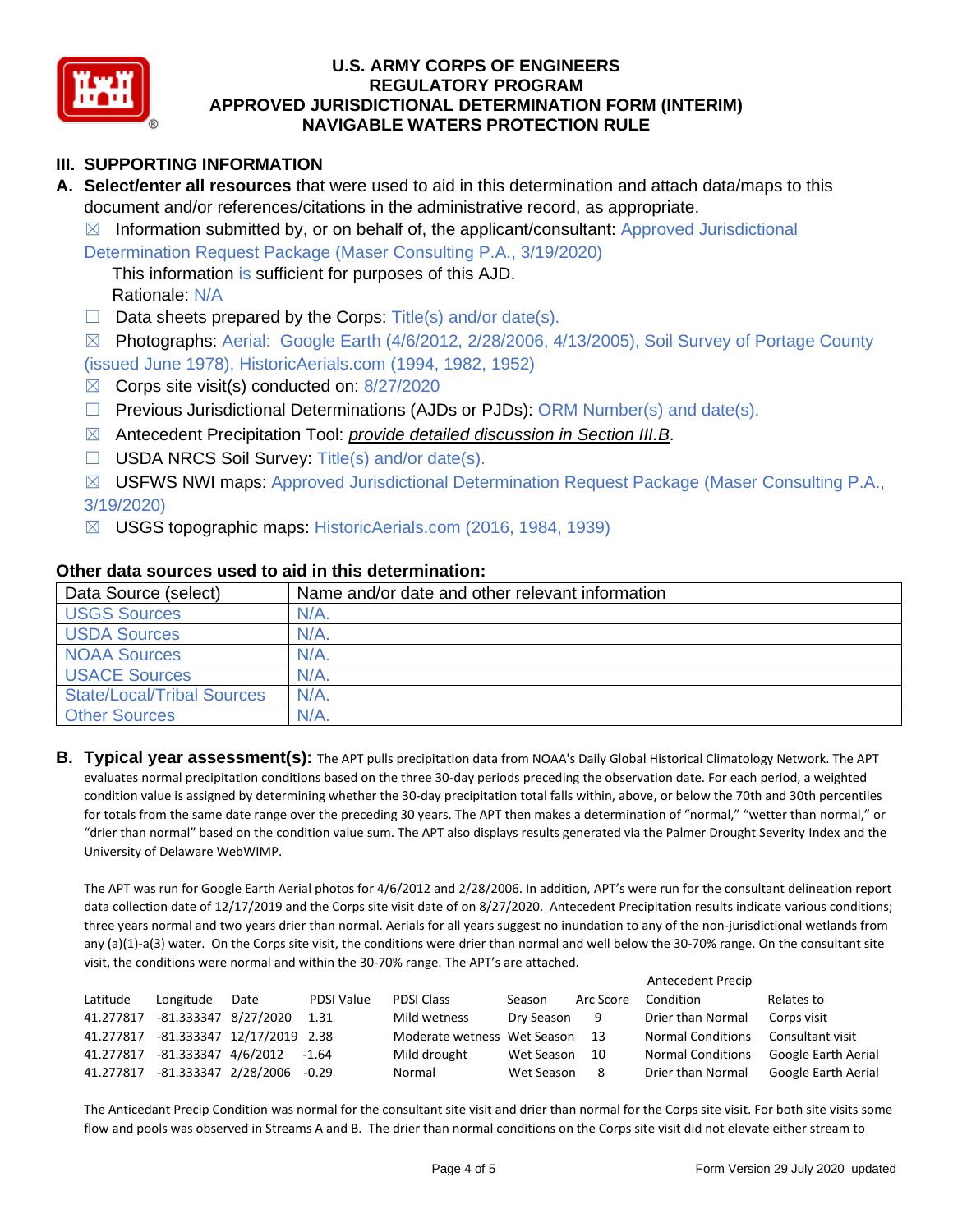# U.S. ARMY CORPS OF ENGINEERS
## REGULATORY PROGRAM
## APPROVED JURISDICTIONAL DETERMINATION FORM (INTERIM)
## NAVIGABLE WATERS PROTECTION RULE

## III. SUPPORTING INFORMATION

**A. Select/enter all resources** that were used to aid in this determination and attach data/maps to this document and/or references/citations in the administrative record, as appropriate.

☒ Information submitted by, or on behalf of, the applicant/consultant: Approved Jurisdictional Determination Request Package (Maser Consulting P.A., 3/19/2020)

This information is sufficient for purposes of this AJD.

Rationale: N/A

☐ Data sheets prepared by the Corps: Title(s) and/or date(s).

☒ Photographs: Aerial: Google Earth (4/6/2012, 2/28/2006, 4/13/2005), Soil Survey of Portage County (issued June 1978), HistoricAerials.com (1994, 1982, 1952)

☒ Corps site visit(s) conducted on: 8/27/2020

☐ Previous Jurisdictional Determinations (AJDs or PJDs): ORM Number(s) and date(s).

☒ Antecedent Precipitation Tool: *provide detailed discussion in Section III.B*.

☐ USDA NRCS Soil Survey: Title(s) and/or date(s).

☒ USFWS NWI maps: Approved Jurisdictional Determination Request Package (Maser Consulting P.A., 3/19/2020)

☒ USGS topographic maps: HistoricAerials.com (2016, 1984, 1939)

### Other data sources used to aid in this determination:

| Data Source (select) | Name and/or date and other relevant information |
|---|---|
| USGS Sources | N/A. |
| USDA Sources | N/A. |
| NOAA Sources | N/A. |
| USACE Sources | N/A. |
| State/Local/Tribal Sources | N/A. |
| Other Sources | N/A. |

**B. Typical year assessment(s):** The APT pulls precipitation data from NOAA's Daily Global Historical Climatology Network. The APT evaluates normal precipitation conditions based on the three 30-day periods preceding the observation date. For each period, a weighted condition value is assigned by determining whether the 30-day precipitation total falls within, above, or below the 70th and 30th percentiles for totals from the same date range over the preceding 30 years. The APT then makes a determination of "normal," "wetter than normal," or "drier than normal" based on the condition value sum. The APT also displays results generated via the Palmer Drought Severity Index and the University of Delaware WebWIMP.

The APT was run for Google Earth Aerial photos for 4/6/2012 and 2/28/2006. In addition, APT's were run for the consultant delineation report data collection date of 12/17/2019 and the Corps site visit date of on 8/27/2020. Antecedent Precipitation results indicate various conditions; three years normal and two years drier than normal. Aerials for all years suggest no inundation to any of the non-jurisdictional wetlands from any (a)(1)-a(3) water. On the Corps site visit, the conditions were drier than normal and well below the 30-70% range. On the consultant site visit, the conditions were normal and within the 30-70% range. The APT's are attached.

| Latitude | Longitude | Date | PDSI Value | PDSI Class | Season | Arc Score | Antecedent Precip Condition | Relates to |
|---|---|---|---|---|---|---|---|---|
| 41.277817 | -81.333347 | 8/27/2020 | 1.31 | Mild wetness | Dry Season | 9 | Drier than Normal | Corps visit |
| 41.277817 | -81.333347 | 12/17/2019 | 2.38 | Moderate wetness | Wet Season | 13 | Normal Conditions | Consultant visit |
| 41.277817 | -81.333347 | 4/6/2012 | -1.64 | Mild drought | Wet Season | 10 | Normal Conditions | Google Earth Aerial |
| 41.277817 | -81.333347 | 2/28/2006 | -0.29 | Normal | Wet Season | 8 | Drier than Normal | Google Earth Aerial |

The Anticedant Precip Condition was normal for the consultant site visit and drier than normal for the Corps site visit. For both site visits some flow and pools was observed in Streams A and B. The drier than normal conditions on the Corps site visit did not elevate either stream to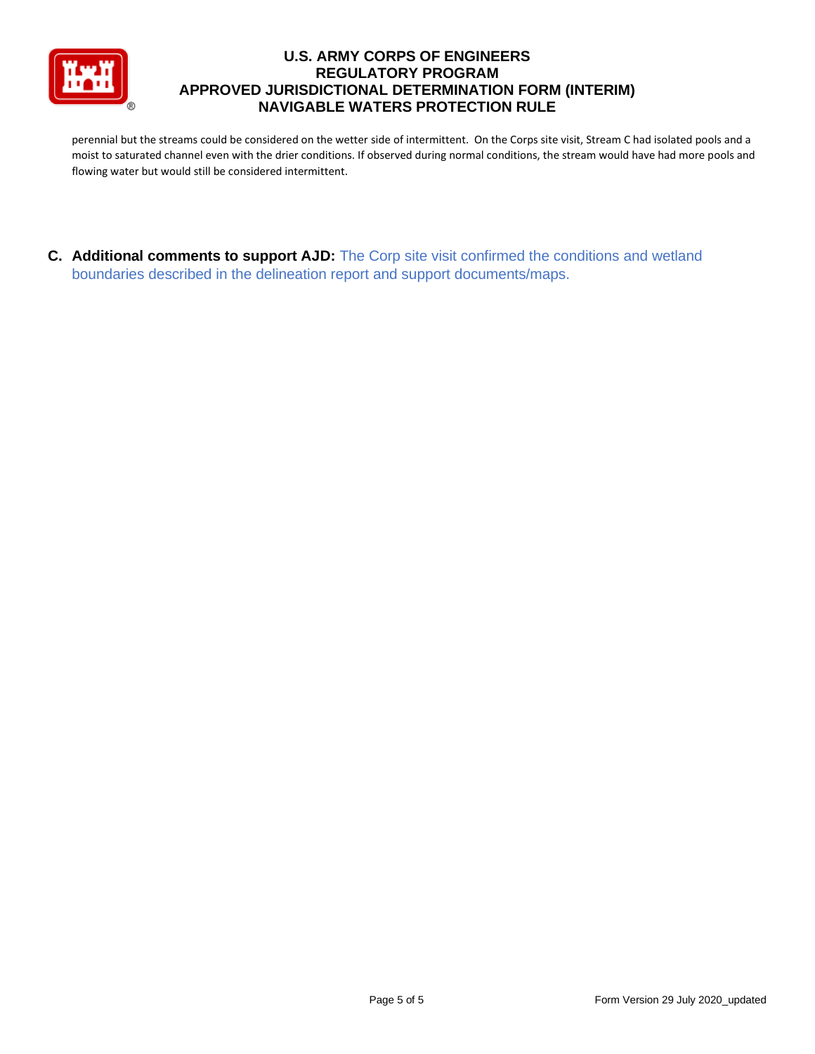perennial but the streams could be considered on the wetter side of intermittent. On the Corps site visit, Stream C had isolated pools and a moist to saturated channel even with the drier conditions. If observed during normal conditions, the stream would have had more pools and flowing water but would still be considered intermittent.

**C. Additional comments to support AJD:** The Corp site visit confirmed the conditions and wetland boundaries described in the delineation report and support documents/maps.